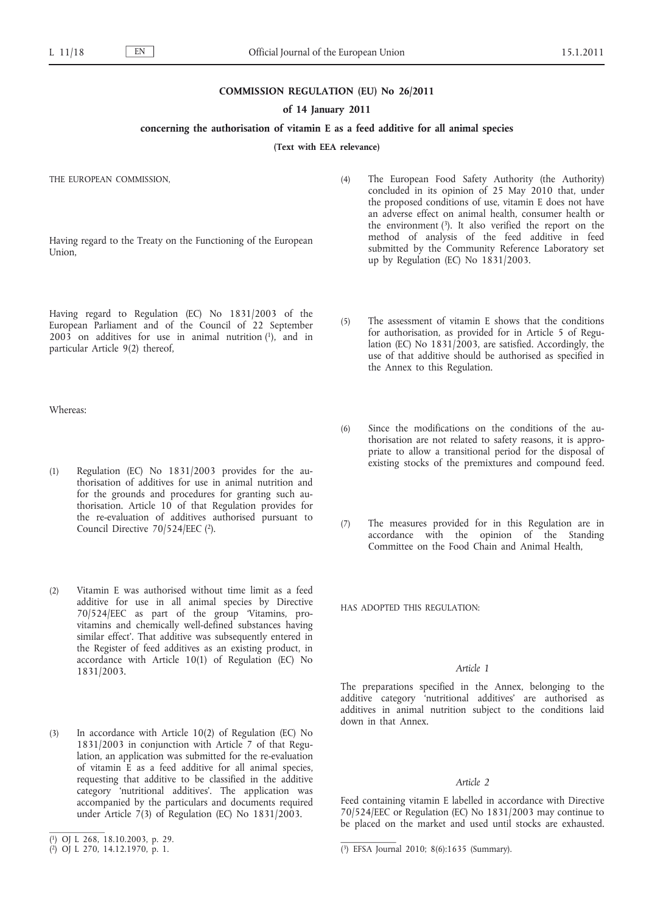# COMMISSION REGULATION (EU) No 26/2011

## of 14 January 2011

## concerning the authorisation of vitamin E as a feed additive for all animal species

**(Text with EEA relevance)**

THE EUROPEAN COMMISSION,

Having regard to the Treaty on the Functioning of the European Union,

Having regard to Regulation (EC) No 1831/2003 of the European Parliament and of the Council of 22 September 2003 on additives for use in animal nutrition [1], and in particular Article 9(2) thereof,

Whereas:

(1) Regulation (EC) No 1831/2003 provides for the authorisation of additives for use in animal nutrition and for the grounds and procedures for granting such authorisation. Article 10 of that Regulation provides for the re-evaluation of additives authorised pursuant to Council Directive 70/524/EEC [2].

(2) Vitamin E was authorised without time limit as a feed additive for use in all animal species by Directive 70/524/EEC as part of the group 'Vitamins, pro-vitamins and chemically well-defined substances having similar effect'. That additive was subsequently entered in the Register of feed additives as an existing product, in accordance with Article 10(1) of Regulation (EC) No 1831/2003.

(3) In accordance with Article 10(2) of Regulation (EC) No 1831/2003 in conjunction with Article 7 of that Regulation, an application was submitted for the re-evaluation of vitamin E as a feed additive for all animal species, requesting that additive to be classified in the additive category 'nutritional additives'. The application was accompanied by the particulars and documents required under Article 7(3) of Regulation (EC) No 1831/2003.

(4) The European Food Safety Authority (the Authority) concluded in its opinion of 25 May 2010 that, under the proposed conditions of use, vitamin E does not have an adverse effect on animal health, consumer health or the environment [3]. It also verified the report on the method of analysis of the feed additive in feed submitted by the Community Reference Laboratory set up by Regulation (EC) No 1831/2003.

(5) The assessment of vitamin E shows that the conditions for authorisation, as provided for in Article 5 of Regulation (EC) No 1831/2003, are satisfied. Accordingly, the use of that additive should be authorised as specified in the Annex to this Regulation.

(6) Since the modifications on the conditions of the authorisation are not related to safety reasons, it is appropriate to allow a transitional period for the disposal of existing stocks of the premixtures and compound feed.

(7) The measures provided for in this Regulation are in accordance with the opinion of the Standing Committee on the Food Chain and Animal Health,

HAS ADOPTED THIS REGULATION:

*Article 1*

The preparations specified in the Annex, belonging to the additive category 'nutritional additives' are authorised as additives in animal nutrition subject to the conditions laid down in that Annex.

*Article 2*

Feed containing vitamin E labelled in accordance with Directive 70/524/EEC or Regulation (EC) No 1831/2003 may continue to be placed on the market and used until stocks are exhausted.

---

[1] OJ L 268, 18.10.2003, p. 29.

[2] OJ L 270, 14.12.1970, p. 1.

[3] EFSA Journal 2010; 8(6):1635 (Summary).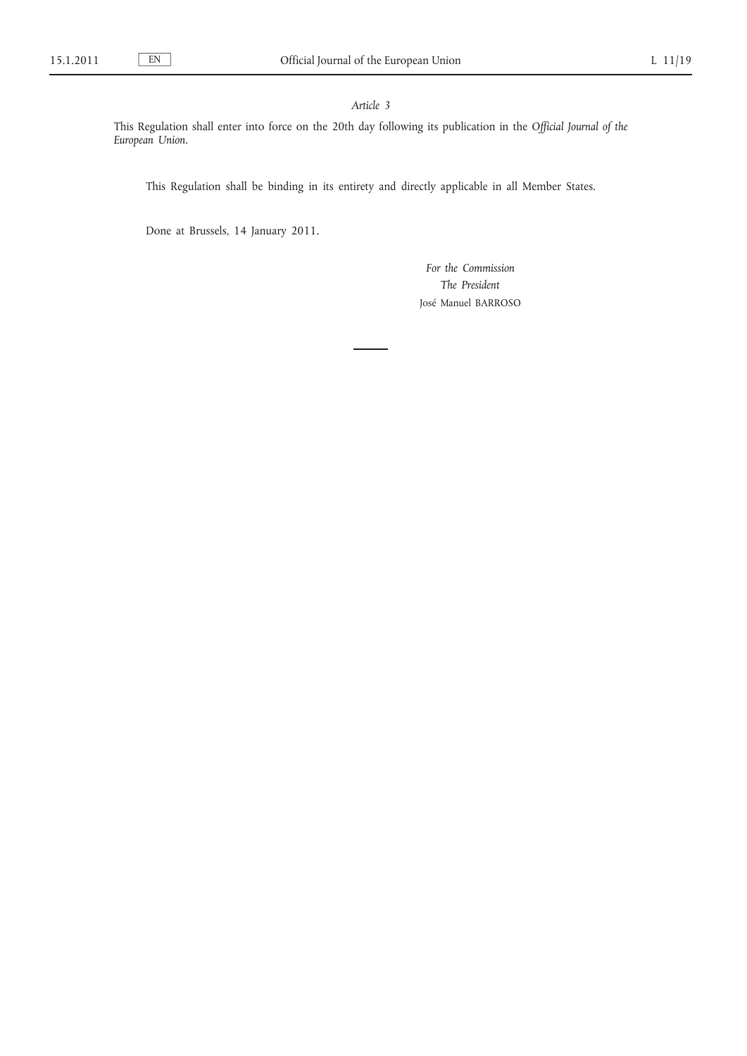*Article 3*

This Regulation shall enter into force on the 20th day following its publication in the *Official Journal of the European Union*.

This Regulation shall be binding in its entirety and directly applicable in all Member States.

Done at Brussels, 14 January 2011.

*For the Commission*

*The President*

José Manuel BARROSO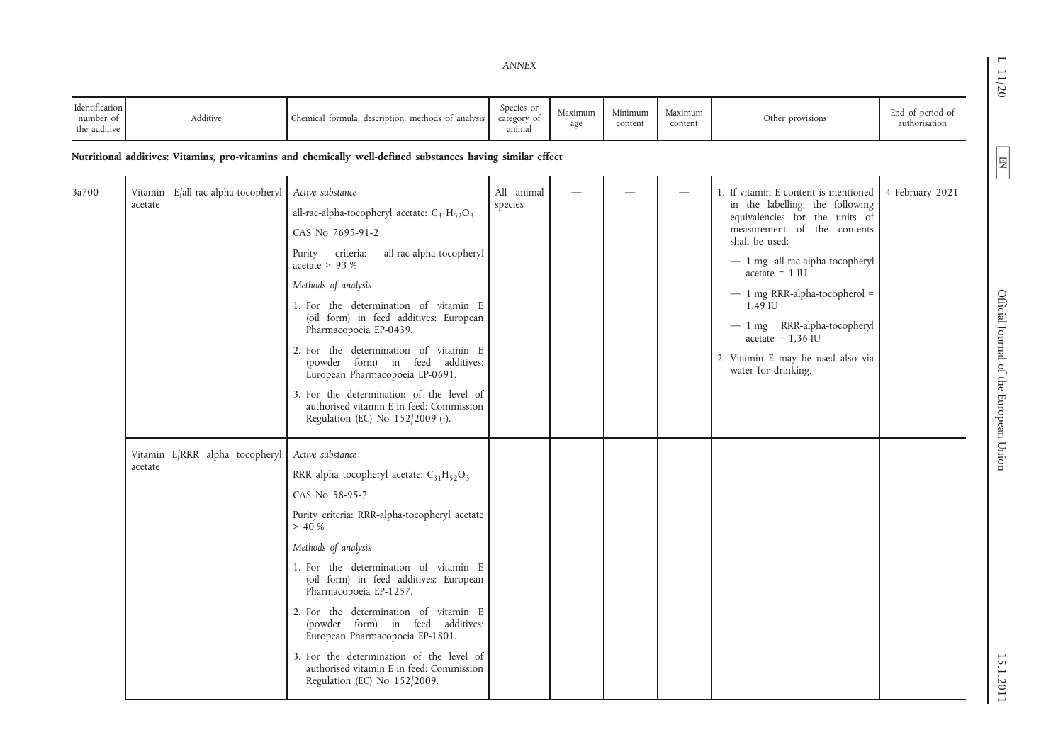## ANNEX

| Identification number of the additive | Additive | Chemical formula, description, methods of analysis | Species or category of animal | Maximum age | Minimum content | Maximum content | Other provisions | End of period of authorisation |
|---|---|---|---|---|---|---|---|---|
| **Nutritional additives: Vitamins, pro-vitamins and chemically well-defined substances having similar effect** | | | | | | | | |
| 3a700 | Vitamin E/all-rac-alpha-tocopheryl acetate | *Active substance*<br>all-rac-alpha-tocopheryl acetate: $C_{31}H_{52}O_3$<br>CAS No 7695-91-2<br>Purity criteria: all-rac-alpha-tocopheryl acetate > 93 %<br>*Methods of analysis*<br>1. For the determination of vitamin E (oil form) in feed additives: European Pharmacopoeia EP-0439.<br>2. For the determination of vitamin E (powder form) in feed additives: European Pharmacopoeia EP-0691.<br>3. For the determination of the level of authorised vitamin E in feed: Commission Regulation (EC) No 152/2009 [1]. | All animal species | — | — | — | 1. If vitamin E content is mentioned in the labelling, the following equivalencies for the units of measurement of the contents shall be used:<br>— 1 mg all-rac-alpha-tocopheryl acetate = 1 IU<br>— 1 mg RRR-alpha-tocopherol = 1,49 IU<br>— 1 mg RRR-alpha-tocopheryl acetate = 1,36 IU<br>2. Vitamin E may be used also via water for drinking. | 4 February 2021 |
| | Vitamin E/RRR alpha tocopheryl acetate | *Active substance*<br>RRR alpha tocopheryl acetate: $C_{31}H_{52}O_3$<br>CAS No 58-95-7<br>Purity criteria: RRR-alpha-tocopheryl acetate > 40 %<br>*Methods of analysis*<br>1. For the determination of vitamin E (oil form) in feed additives: European Pharmacopoeia EP-1257.<br>2. For the determination of vitamin E (powder form) in feed additives: European Pharmacopoeia EP-1801.<br>3. For the determination of the level of authorised vitamin E in feed: Commission Regulation (EC) No 152/2009. | | | | | | |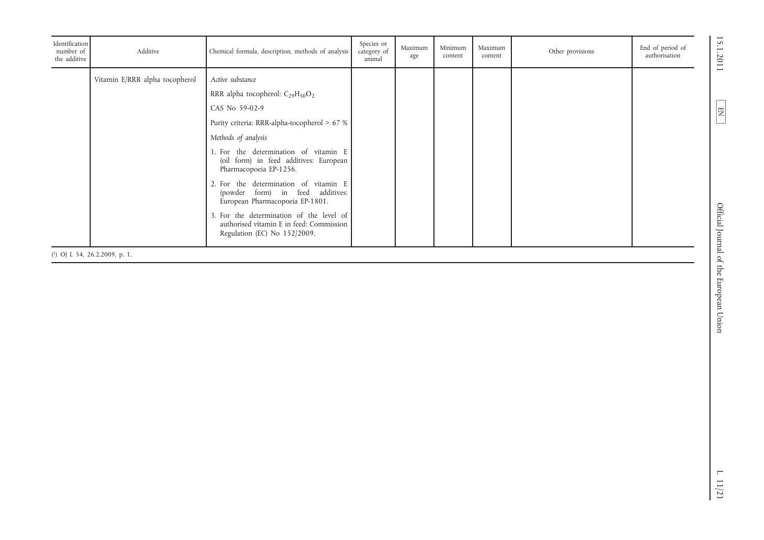| Identification number of the additive | Additive | Chemical formula, description, methods of analysis | Species or category of animal | Maximum age | Minimum content | Maximum content | Other provisions | End of period of authorisation |
|---|---|---|---|---|---|---|---|---|
| | Vitamin E/RRR alpha tocopherol | *Active substance*<br>RRR alpha tocopherol: $C_{29}H_{50}O_2$<br>CAS No 59-02-9<br>Purity criteria: RRR-alpha-tocopherol > 67 %<br>*Methods of analysis*<br>1. For the determination of vitamin E (oil form) in feed additives: European Pharmacopoeia EP-1256.<br>2. For the determination of vitamin E (powder form) in feed additives: European Pharmacopoeia EP-1801.<br>3. For the determination of the level of authorised vitamin E in feed: Commission Regulation (EC) No 152/2009. | | | | | | |

[1] OJ L 54, 26.2.2009, p. 1.